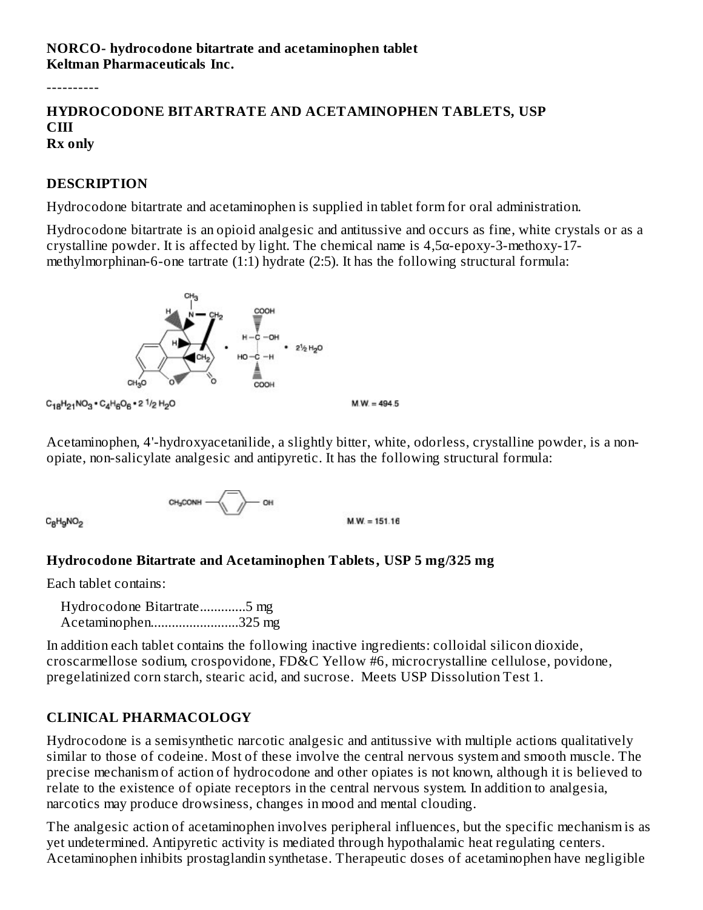**NORCO- hydrocodone bitartrate and acetaminophen tablet**
**Keltman Pharmaceuticals Inc.**

----------

## HYDROCODONE BITARTRATE AND ACETAMINOPHEN TABLETS, USP
**CIII**
**Rx only**

### DESCRIPTION

Hydrocodone bitartrate and acetaminophen is supplied in tablet form for oral administration.

Hydrocodone bitartrate is an opioid analgesic and antitussive and occurs as fine, white crystals or as a crystalline powder. It is affected by light. The chemical name is 4,5α-epoxy-3-methoxy-17-methylmorphinan-6-one tartrate (1:1) hydrate (2:5). It has the following structural formula:

$C_{18}H_{21}NO_3 \cdot C_4H_6O_6 \cdot 2\frac{1}{2} H_2O$  M.W. = 494.5

Acetaminophen, 4'-hydroxyacetanilide, a slightly bitter, white, odorless, crystalline powder, is a non-opiate, non-salicylate analgesic and antipyretic. It has the following structural formula:

$C_8H_9NO_2$  M.W. = 151.16

### Hydrocodone Bitartrate and Acetaminophen Tablets, USP 5 mg/325 mg

Each tablet contains:

Hydrocodone Bitartrate.............5 mg
Acetaminophen.........................325 mg

In addition each tablet contains the following inactive ingredients: colloidal silicon dioxide, croscarmellose sodium, crospovidone, FD&C Yellow #6, microcrystalline cellulose, povidone, pregelatinized corn starch, stearic acid, and sucrose. Meets USP Dissolution Test 1.

### CLINICAL PHARMACOLOGY

Hydrocodone is a semisynthetic narcotic analgesic and antitussive with multiple actions qualitatively similar to those of codeine. Most of these involve the central nervous system and smooth muscle. The precise mechanism of action of hydrocodone and other opiates is not known, although it is believed to relate to the existence of opiate receptors in the central nervous system. In addition to analgesia, narcotics may produce drowsiness, changes in mood and mental clouding.

The analgesic action of acetaminophen involves peripheral influences, but the specific mechanism is as yet undetermined. Antipyretic activity is mediated through hypothalamic heat regulating centers. Acetaminophen inhibits prostaglandin synthetase. Therapeutic doses of acetaminophen have negligible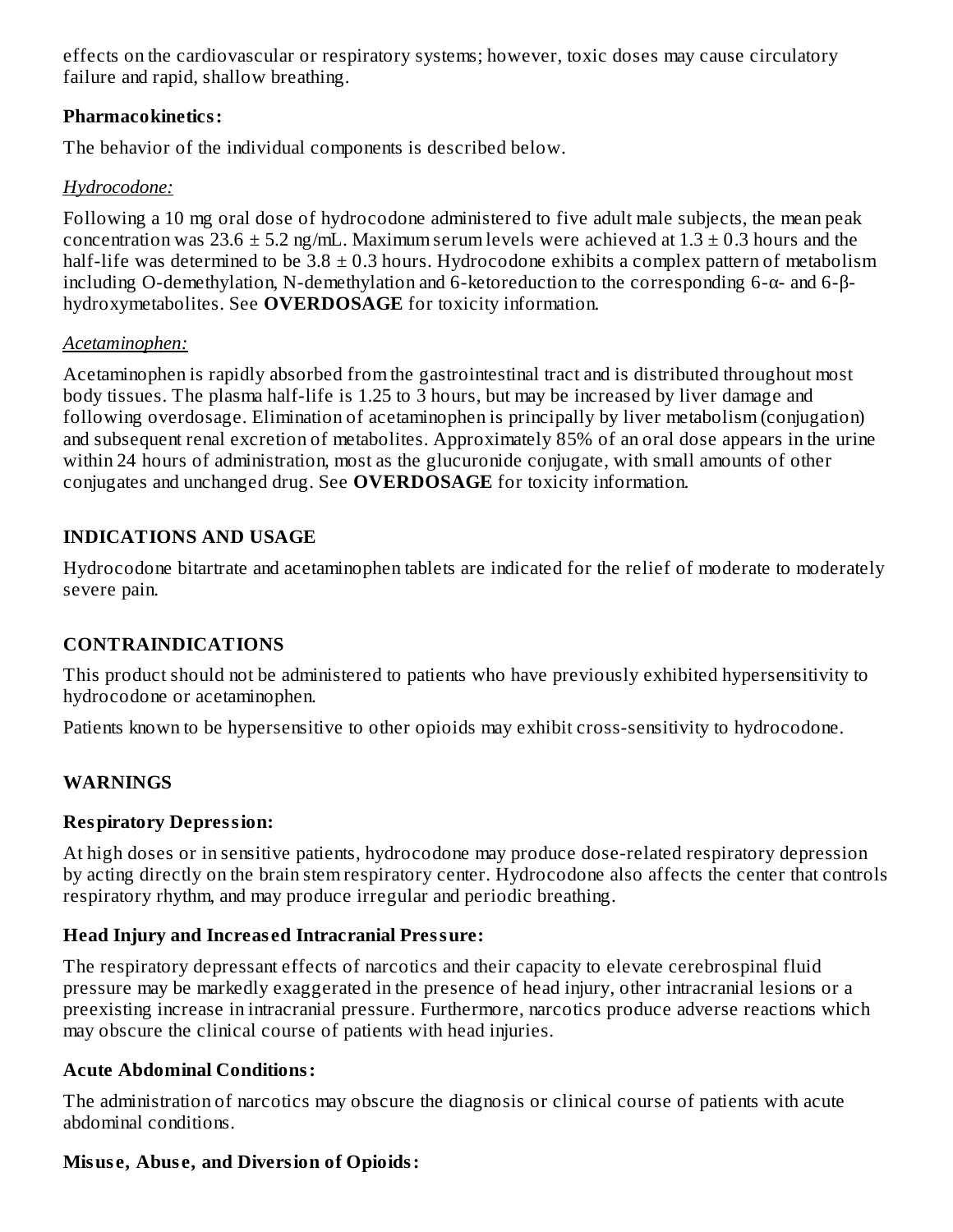effects on the cardiovascular or respiratory systems; however, toxic doses may cause circulatory failure and rapid, shallow breathing.

**Pharmacokinetics:**

The behavior of the individual components is described below.

*Hydrocodone:*

Following a 10 mg oral dose of hydrocodone administered to five adult male subjects, the mean peak concentration was 23.6 ± 5.2 ng/mL. Maximum serum levels were achieved at 1.3 ± 0.3 hours and the half-life was determined to be 3.8 ± 0.3 hours. Hydrocodone exhibits a complex pattern of metabolism including O-demethylation, N-demethylation and 6-ketoreduction to the corresponding 6-α- and 6-β-hydroxymetabolites. See **OVERDOSAGE** for toxicity information.

*Acetaminophen:*

Acetaminophen is rapidly absorbed from the gastrointestinal tract and is distributed throughout most body tissues. The plasma half-life is 1.25 to 3 hours, but may be increased by liver damage and following overdosage. Elimination of acetaminophen is principally by liver metabolism (conjugation) and subsequent renal excretion of metabolites. Approximately 85% of an oral dose appears in the urine within 24 hours of administration, most as the glucuronide conjugate, with small amounts of other conjugates and unchanged drug. See **OVERDOSAGE** for toxicity information.

## INDICATIONS AND USAGE

Hydrocodone bitartrate and acetaminophen tablets are indicated for the relief of moderate to moderately severe pain.

## CONTRAINDICATIONS

This product should not be administered to patients who have previously exhibited hypersensitivity to hydrocodone or acetaminophen.

Patients known to be hypersensitive to other opioids may exhibit cross-sensitivity to hydrocodone.

## WARNINGS

**Respiratory Depression:**

At high doses or in sensitive patients, hydrocodone may produce dose-related respiratory depression by acting directly on the brain stem respiratory center. Hydrocodone also affects the center that controls respiratory rhythm, and may produce irregular and periodic breathing.

**Head Injury and Increased Intracranial Pressure:**

The respiratory depressant effects of narcotics and their capacity to elevate cerebrospinal fluid pressure may be markedly exaggerated in the presence of head injury, other intracranial lesions or a preexisting increase in intracranial pressure. Furthermore, narcotics produce adverse reactions which may obscure the clinical course of patients with head injuries.

**Acute Abdominal Conditions:**

The administration of narcotics may obscure the diagnosis or clinical course of patients with acute abdominal conditions.

**Misuse, Abuse, and Diversion of Opioids:**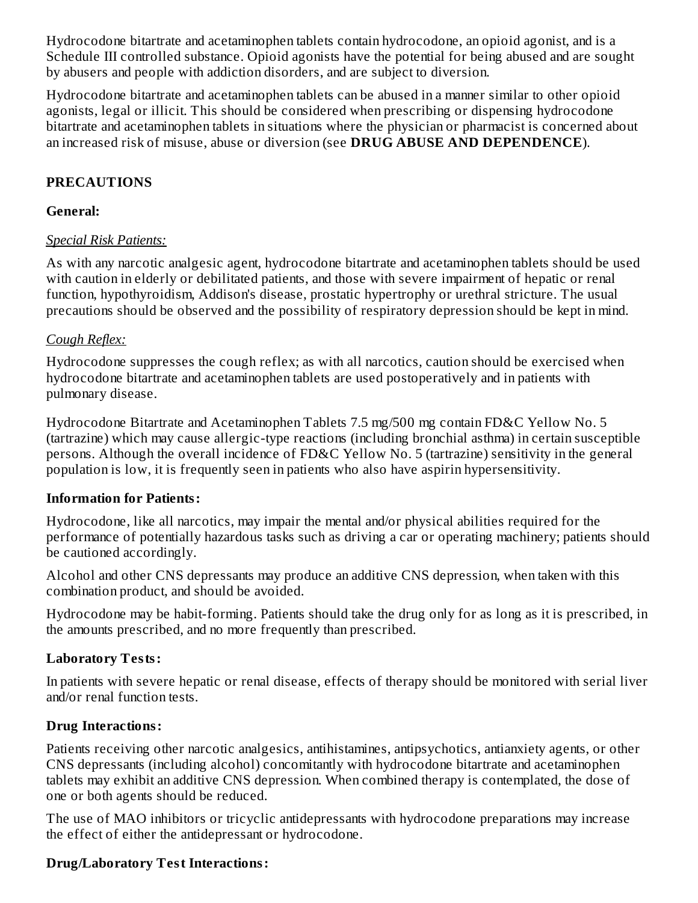Hydrocodone bitartrate and acetaminophen tablets contain hydrocodone, an opioid agonist, and is a Schedule III controlled substance. Opioid agonists have the potential for being abused and are sought by abusers and people with addiction disorders, and are subject to diversion.

Hydrocodone bitartrate and acetaminophen tablets can be abused in a manner similar to other opioid agonists, legal or illicit. This should be considered when prescribing or dispensing hydrocodone bitartrate and acetaminophen tablets in situations where the physician or pharmacist is concerned about an increased risk of misuse, abuse or diversion (see **DRUG ABUSE AND DEPENDENCE**).

## PRECAUTIONS

### General:

*Special Risk Patients:*

As with any narcotic analgesic agent, hydrocodone bitartrate and acetaminophen tablets should be used with caution in elderly or debilitated patients, and those with severe impairment of hepatic or renal function, hypothyroidism, Addison's disease, prostatic hypertrophy or urethral stricture. The usual precautions should be observed and the possibility of respiratory depression should be kept in mind.

*Cough Reflex:*

Hydrocodone suppresses the cough reflex; as with all narcotics, caution should be exercised when hydrocodone bitartrate and acetaminophen tablets are used postoperatively and in patients with pulmonary disease.

Hydrocodone Bitartrate and Acetaminophen Tablets 7.5 mg/500 mg contain FD&C Yellow No. 5 (tartrazine) which may cause allergic-type reactions (including bronchial asthma) in certain susceptible persons. Although the overall incidence of FD&C Yellow No. 5 (tartrazine) sensitivity in the general population is low, it is frequently seen in patients who also have aspirin hypersensitivity.

### Information for Patients:

Hydrocodone, like all narcotics, may impair the mental and/or physical abilities required for the performance of potentially hazardous tasks such as driving a car or operating machinery; patients should be cautioned accordingly.

Alcohol and other CNS depressants may produce an additive CNS depression, when taken with this combination product, and should be avoided.

Hydrocodone may be habit-forming. Patients should take the drug only for as long as it is prescribed, in the amounts prescribed, and no more frequently than prescribed.

### Laboratory Tests:

In patients with severe hepatic or renal disease, effects of therapy should be monitored with serial liver and/or renal function tests.

### Drug Interactions:

Patients receiving other narcotic analgesics, antihistamines, antipsychotics, antianxiety agents, or other CNS depressants (including alcohol) concomitantly with hydrocodone bitartrate and acetaminophen tablets may exhibit an additive CNS depression. When combined therapy is contemplated, the dose of one or both agents should be reduced.

The use of MAO inhibitors or tricyclic antidepressants with hydrocodone preparations may increase the effect of either the antidepressant or hydrocodone.

### Drug/Laboratory Test Interactions: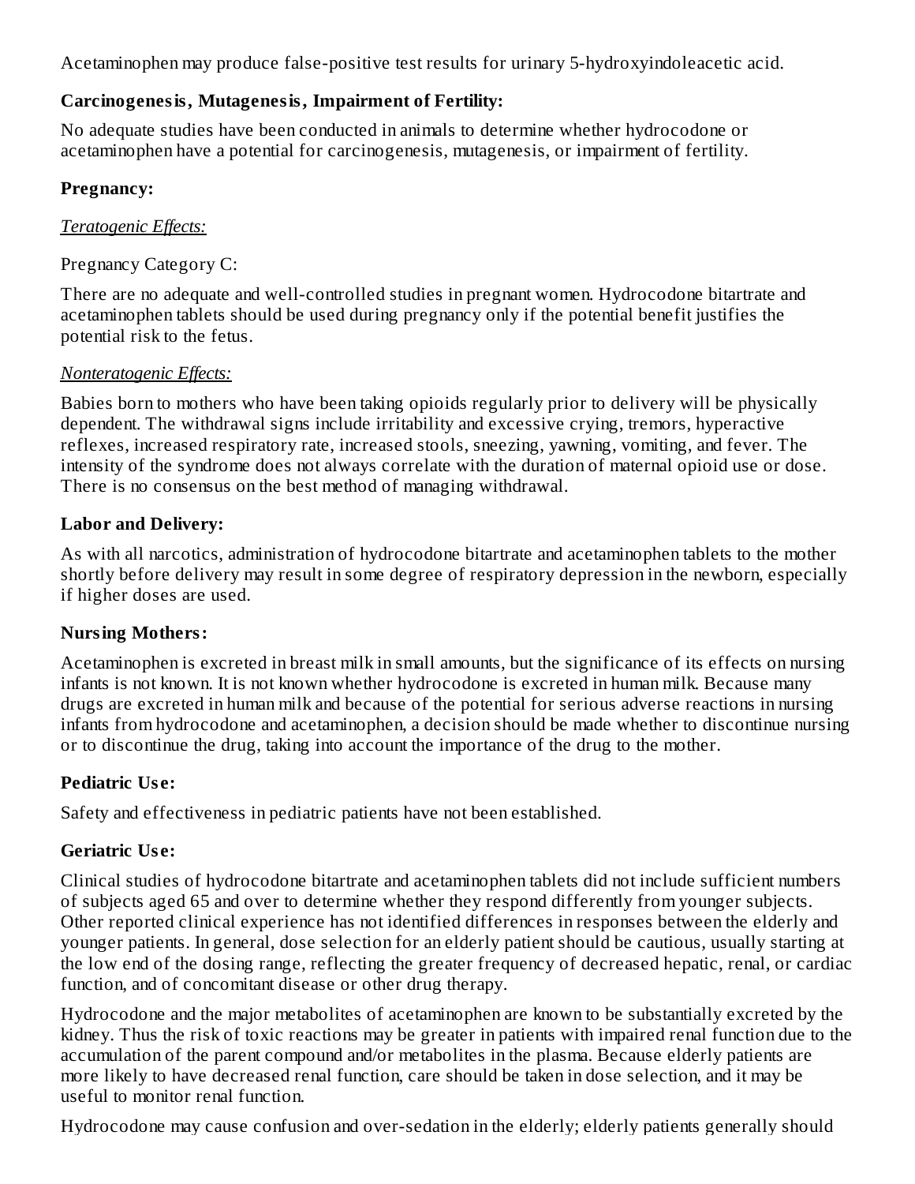Acetaminophen may produce false-positive test results for urinary 5-hydroxyindoleacetic acid.

**Carcinogenesis, Mutagenesis, Impairment of Fertility:**

No adequate studies have been conducted in animals to determine whether hydrocodone or acetaminophen have a potential for carcinogenesis, mutagenesis, or impairment of fertility.

**Pregnancy:**

*Teratogenic Effects:*

Pregnancy Category C:

There are no adequate and well-controlled studies in pregnant women. Hydrocodone bitartrate and acetaminophen tablets should be used during pregnancy only if the potential benefit justifies the potential risk to the fetus.

*Nonteratogenic Effects:*

Babies born to mothers who have been taking opioids regularly prior to delivery will be physically dependent. The withdrawal signs include irritability and excessive crying, tremors, hyperactive reflexes, increased respiratory rate, increased stools, sneezing, yawning, vomiting, and fever. The intensity of the syndrome does not always correlate with the duration of maternal opioid use or dose. There is no consensus on the best method of managing withdrawal.

**Labor and Delivery:**

As with all narcotics, administration of hydrocodone bitartrate and acetaminophen tablets to the mother shortly before delivery may result in some degree of respiratory depression in the newborn, especially if higher doses are used.

**Nursing Mothers:**

Acetaminophen is excreted in breast milk in small amounts, but the significance of its effects on nursing infants is not known. It is not known whether hydrocodone is excreted in human milk. Because many drugs are excreted in human milk and because of the potential for serious adverse reactions in nursing infants from hydrocodone and acetaminophen, a decision should be made whether to discontinue nursing or to discontinue the drug, taking into account the importance of the drug to the mother.

**Pediatric Use:**

Safety and effectiveness in pediatric patients have not been established.

**Geriatric Use:**

Clinical studies of hydrocodone bitartrate and acetaminophen tablets did not include sufficient numbers of subjects aged 65 and over to determine whether they respond differently from younger subjects. Other reported clinical experience has not identified differences in responses between the elderly and younger patients. In general, dose selection for an elderly patient should be cautious, usually starting at the low end of the dosing range, reflecting the greater frequency of decreased hepatic, renal, or cardiac function, and of concomitant disease or other drug therapy.

Hydrocodone and the major metabolites of acetaminophen are known to be substantially excreted by the kidney. Thus the risk of toxic reactions may be greater in patients with impaired renal function due to the accumulation of the parent compound and/or metabolites in the plasma. Because elderly patients are more likely to have decreased renal function, care should be taken in dose selection, and it may be useful to monitor renal function.

Hydrocodone may cause confusion and over-sedation in the elderly; elderly patients generally should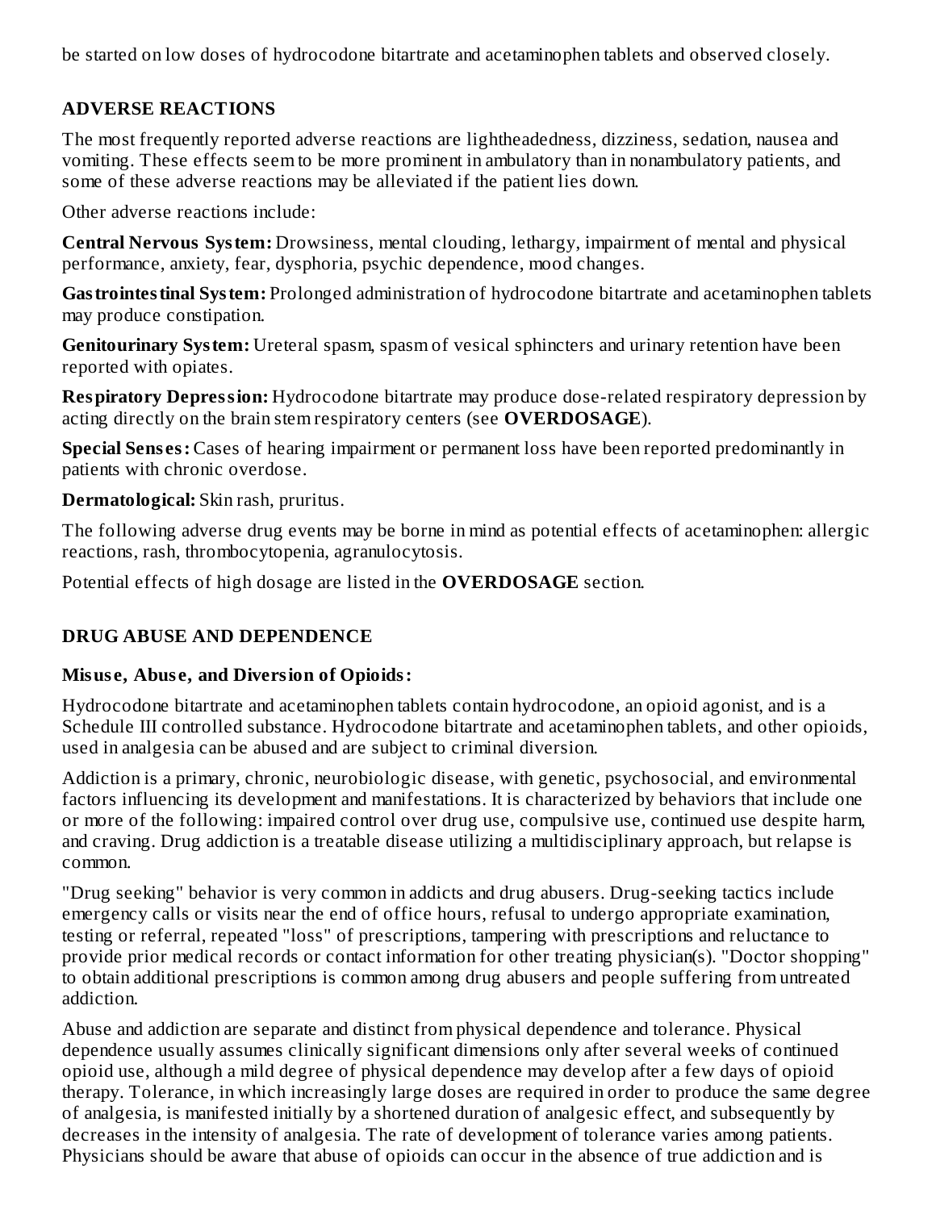be started on low doses of hydrocodone bitartrate and acetaminophen tablets and observed closely.

## ADVERSE REACTIONS

The most frequently reported adverse reactions are lightheadedness, dizziness, sedation, nausea and vomiting. These effects seem to be more prominent in ambulatory than in nonambulatory patients, and some of these adverse reactions may be alleviated if the patient lies down.

Other adverse reactions include:

**Central Nervous System:** Drowsiness, mental clouding, lethargy, impairment of mental and physical performance, anxiety, fear, dysphoria, psychic dependence, mood changes.

**Gastrointestinal System:** Prolonged administration of hydrocodone bitartrate and acetaminophen tablets may produce constipation.

**Genitourinary System:** Ureteral spasm, spasm of vesical sphincters and urinary retention have been reported with opiates.

**Respiratory Depression:** Hydrocodone bitartrate may produce dose-related respiratory depression by acting directly on the brain stem respiratory centers (see **OVERDOSAGE**).

**Special Senses:** Cases of hearing impairment or permanent loss have been reported predominantly in patients with chronic overdose.

**Dermatological:** Skin rash, pruritus.

The following adverse drug events may be borne in mind as potential effects of acetaminophen: allergic reactions, rash, thrombocytopenia, agranulocytosis.

Potential effects of high dosage are listed in the **OVERDOSAGE** section.

## DRUG ABUSE AND DEPENDENCE

### Misuse, Abuse, and Diversion of Opioids:

Hydrocodone bitartrate and acetaminophen tablets contain hydrocodone, an opioid agonist, and is a Schedule III controlled substance. Hydrocodone bitartrate and acetaminophen tablets, and other opioids, used in analgesia can be abused and are subject to criminal diversion.

Addiction is a primary, chronic, neurobiologic disease, with genetic, psychosocial, and environmental factors influencing its development and manifestations. It is characterized by behaviors that include one or more of the following: impaired control over drug use, compulsive use, continued use despite harm, and craving. Drug addiction is a treatable disease utilizing a multidisciplinary approach, but relapse is common.

"Drug seeking" behavior is very common in addicts and drug abusers. Drug-seeking tactics include emergency calls or visits near the end of office hours, refusal to undergo appropriate examination, testing or referral, repeated "loss" of prescriptions, tampering with prescriptions and reluctance to provide prior medical records or contact information for other treating physician(s). "Doctor shopping" to obtain additional prescriptions is common among drug abusers and people suffering from untreated addiction.

Abuse and addiction are separate and distinct from physical dependence and tolerance. Physical dependence usually assumes clinically significant dimensions only after several weeks of continued opioid use, although a mild degree of physical dependence may develop after a few days of opioid therapy. Tolerance, in which increasingly large doses are required in order to produce the same degree of analgesia, is manifested initially by a shortened duration of analgesic effect, and subsequently by decreases in the intensity of analgesia. The rate of development of tolerance varies among patients. Physicians should be aware that abuse of opioids can occur in the absence of true addiction and is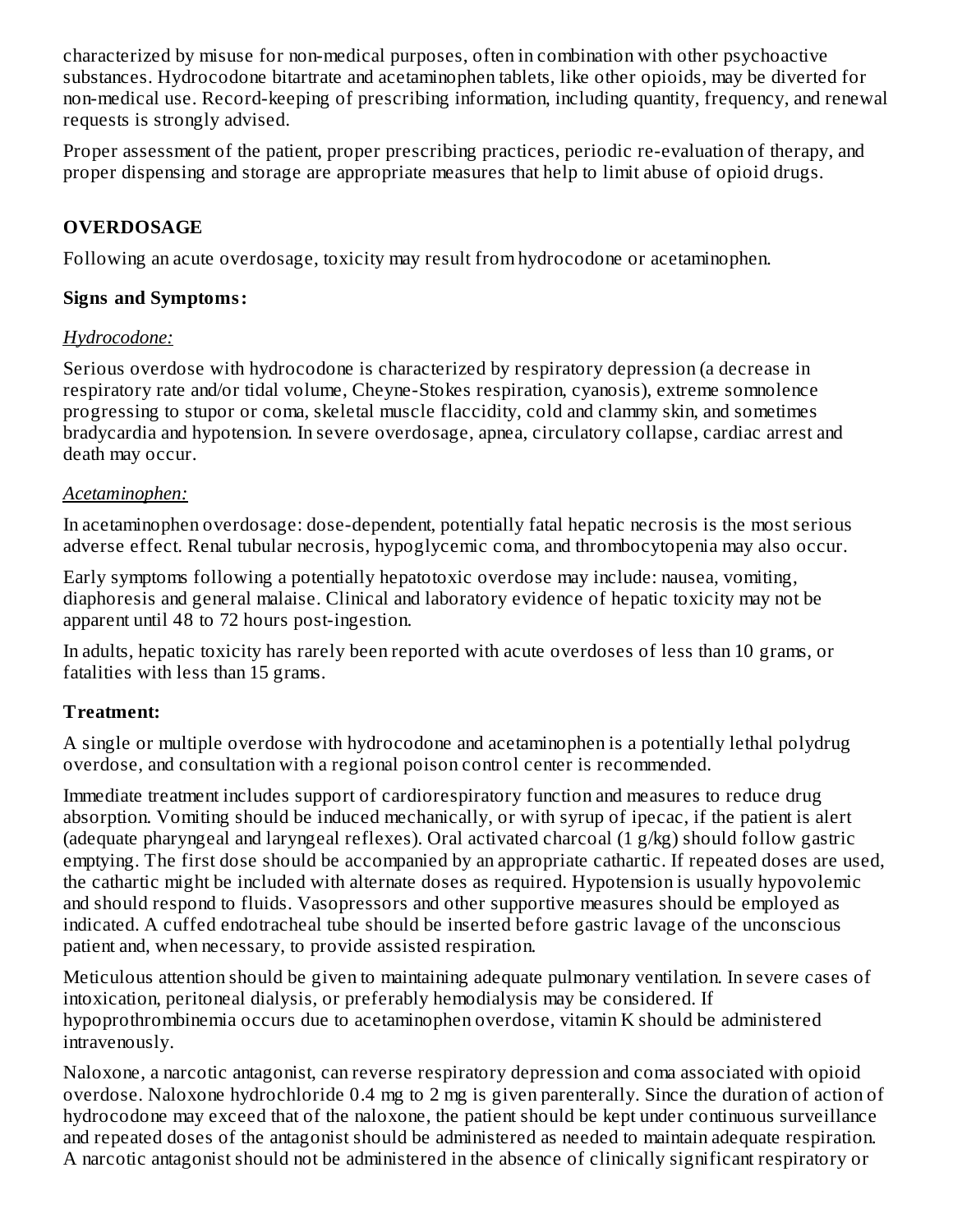characterized by misuse for non-medical purposes, often in combination with other psychoactive substances. Hydrocodone bitartrate and acetaminophen tablets, like other opioids, may be diverted for non-medical use. Record-keeping of prescribing information, including quantity, frequency, and renewal requests is strongly advised.

Proper assessment of the patient, proper prescribing practices, periodic re-evaluation of therapy, and proper dispensing and storage are appropriate measures that help to limit abuse of opioid drugs.

## OVERDOSAGE

Following an acute overdosage, toxicity may result from hydrocodone or acetaminophen.

### Signs and Symptoms:

*Hydrocodone:*

Serious overdose with hydrocodone is characterized by respiratory depression (a decrease in respiratory rate and/or tidal volume, Cheyne-Stokes respiration, cyanosis), extreme somnolence progressing to stupor or coma, skeletal muscle flaccidity, cold and clammy skin, and sometimes bradycardia and hypotension. In severe overdosage, apnea, circulatory collapse, cardiac arrest and death may occur.

*Acetaminophen:*

In acetaminophen overdosage: dose-dependent, potentially fatal hepatic necrosis is the most serious adverse effect. Renal tubular necrosis, hypoglycemic coma, and thrombocytopenia may also occur.

Early symptoms following a potentially hepatotoxic overdose may include: nausea, vomiting, diaphoresis and general malaise. Clinical and laboratory evidence of hepatic toxicity may not be apparent until 48 to 72 hours post-ingestion.

In adults, hepatic toxicity has rarely been reported with acute overdoses of less than 10 grams, or fatalities with less than 15 grams.

### Treatment:

A single or multiple overdose with hydrocodone and acetaminophen is a potentially lethal polydrug overdose, and consultation with a regional poison control center is recommended.

Immediate treatment includes support of cardiorespiratory function and measures to reduce drug absorption. Vomiting should be induced mechanically, or with syrup of ipecac, if the patient is alert (adequate pharyngeal and laryngeal reflexes). Oral activated charcoal (1 g/kg) should follow gastric emptying. The first dose should be accompanied by an appropriate cathartic. If repeated doses are used, the cathartic might be included with alternate doses as required. Hypotension is usually hypovolemic and should respond to fluids. Vasopressors and other supportive measures should be employed as indicated. A cuffed endotracheal tube should be inserted before gastric lavage of the unconscious patient and, when necessary, to provide assisted respiration.

Meticulous attention should be given to maintaining adequate pulmonary ventilation. In severe cases of intoxication, peritoneal dialysis, or preferably hemodialysis may be considered. If hypoprothrombinemia occurs due to acetaminophen overdose, vitamin K should be administered intravenously.

Naloxone, a narcotic antagonist, can reverse respiratory depression and coma associated with opioid overdose. Naloxone hydrochloride 0.4 mg to 2 mg is given parenterally. Since the duration of action of hydrocodone may exceed that of the naloxone, the patient should be kept under continuous surveillance and repeated doses of the antagonist should be administered as needed to maintain adequate respiration. A narcotic antagonist should not be administered in the absence of clinically significant respiratory or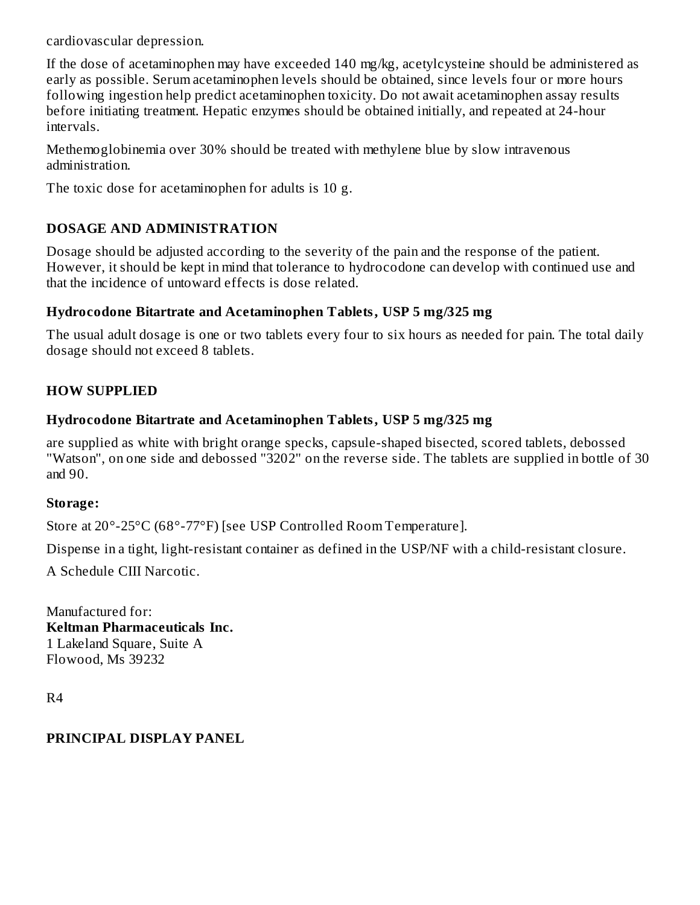cardiovascular depression.

If the dose of acetaminophen may have exceeded 140 mg/kg, acetylcysteine should be administered as early as possible. Serum acetaminophen levels should be obtained, since levels four or more hours following ingestion help predict acetaminophen toxicity. Do not await acetaminophen assay results before initiating treatment. Hepatic enzymes should be obtained initially, and repeated at 24-hour intervals.

Methemoglobinemia over 30% should be treated with methylene blue by slow intravenous administration.

The toxic dose for acetaminophen for adults is 10 g.

## DOSAGE AND ADMINISTRATION

Dosage should be adjusted according to the severity of the pain and the response of the patient. However, it should be kept in mind that tolerance to hydrocodone can develop with continued use and that the incidence of untoward effects is dose related.

### Hydrocodone Bitartrate and Acetaminophen Tablets, USP 5 mg/325 mg

The usual adult dosage is one or two tablets every four to six hours as needed for pain. The total daily dosage should not exceed 8 tablets.

## HOW SUPPLIED

### Hydrocodone Bitartrate and Acetaminophen Tablets, USP 5 mg/325 mg

are supplied as white with bright orange specks, capsule-shaped bisected, scored tablets, debossed "Watson", on one side and debossed "3202" on the reverse side. The tablets are supplied in bottle of 30 and 90.

**Storage:**

Store at 20°-25°C (68°-77°F) [see USP Controlled Room Temperature].

Dispense in a tight, light-resistant container as defined in the USP/NF with a child-resistant closure.

A Schedule CIII Narcotic.

Manufactured for:
**Keltman Pharmaceuticals Inc.**
1 Lakeland Square, Suite A
Flowood, Ms 39232

R4

## PRINCIPAL DISPLAY PANEL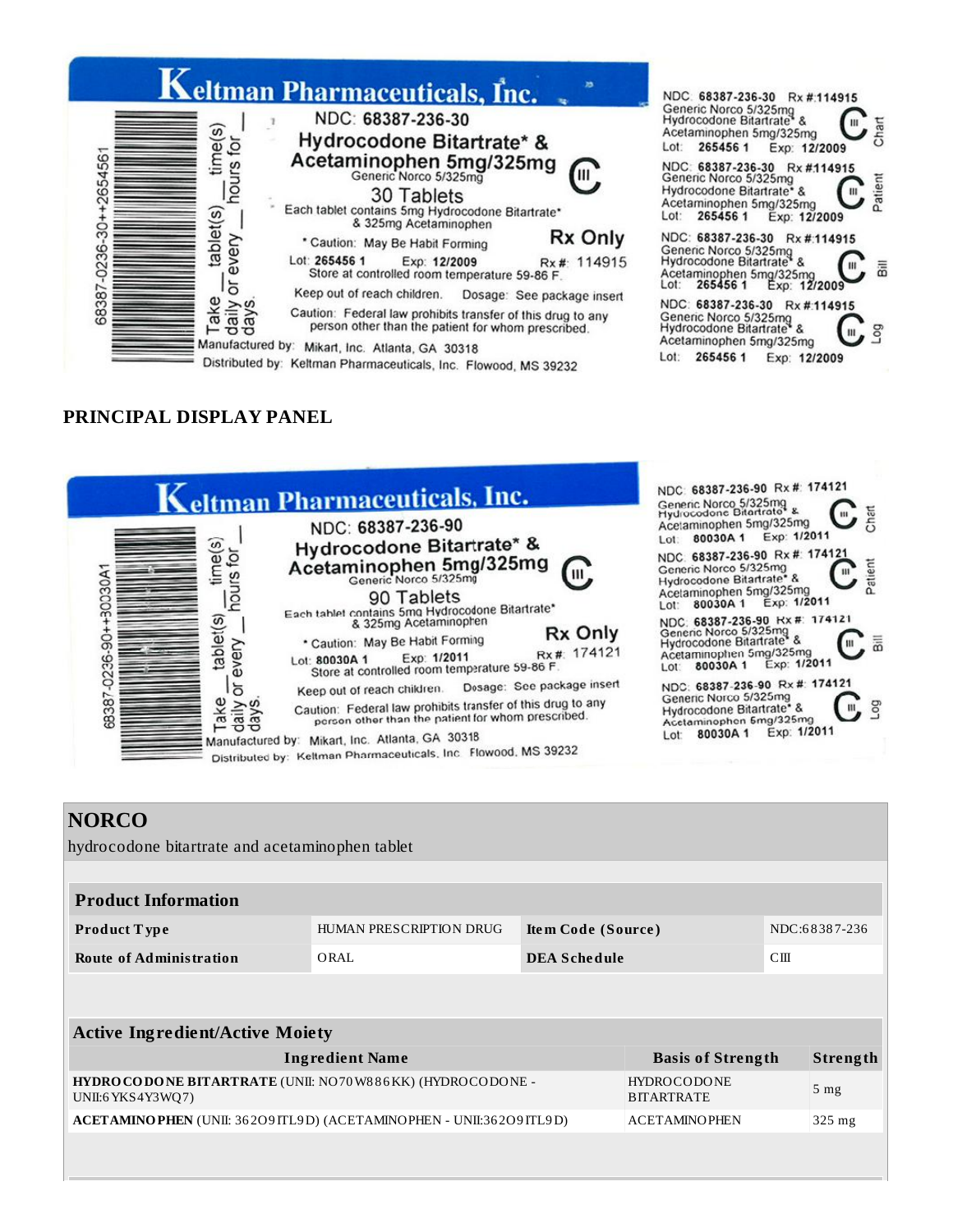Keltman Pharmaceuticals, Inc.

NDC: 68387-236-30

Hydrocodone Bitartrate* & Acetaminophen 5mg/325mg

Generic Norco 5/325mg

30 Tablets

Each tablet contains 5mg Hydrocodone Bitartrate* & 325mg Acetaminophen

* Caution: May Be Habit Forming

Rx Only

Lot: 265456 1 Exp: 12/2009 Rx #: 114915

Store at controlled room temperature 59-86 F.

Keep out of reach children. Dosage: See package insert

Caution: Federal law prohibits transfer of this drug to any person other than the patient for whom prescribed.

Take __ tablet(s) __ time(s) daily or every __ hours for __ days.

Manufactured by: Mikart, Inc. Atlanta, GA 30318

Distributed by: Keltman Pharmaceuticals, Inc. Flowood, MS 39232

68387-0236-30++2654561

NDC: 68387-236-30 Rx #:114915 Generic Norco 5/325mg Hydrocodone Bitartrate* & Acetaminophen 5mg/325mg Lot: 265456 1 Exp: 12/2009 Chart

NDC: 68387-236-30 Rx #:114915 Generic Norco 5/325mg Hydrocodone Bitartrate* & Acetaminophen 5mg/325mg Lot: 265456 1 Exp: 12/2009 Patient

NDC: 68387-236-30 Rx #:114915 Generic Norco 5/325mg Hydrocodone Bitartrate* & Acetaminophen 5mg/325mg Lot: 265456 1 Exp: 12/2009 Bill

NDC: 68387-236-30 Rx #:114915 Generic Norco 5/325mg Hydrocodone Bitartrate* & Acetaminophen 5mg/325mg Lot: 265456 1 Exp: 12/2009 Log

## PRINCIPAL DISPLAY PANEL

Keltman Pharmaceuticals, Inc.

NDC: 68387-236-90

Hydrocodone Bitartrate* & Acetaminophen 5mg/325mg

Generic Norco 5/325mg

90 Tablets

Each tablet contains 5mg Hydrocodone Bitartrate* & 325mg Acetaminophen

* Caution: May Be Habit Forming

Rx Only

Lot: 80030A 1 Exp: 1/2011 Rx #: 174121

Store at controlled room temperature 59-86 F.

Keep out of reach children. Dosage: See package insert

Caution: Federal law prohibits transfer of this drug to any person other than the patient for whom prescribed.

Take __ tablet(s) __ time(s) daily or every __ hours for __ days.

Manufactured by: Mikart, Inc. Atlanta, GA 30318

Distributed by: Keltman Pharmaceuticals, Inc. Flowood, MS 39232

68387-0236-90++30030A1

NDC: 68387-236-90 Rx #: 174121 Generic Norco 5/325mg Hydrocodone Bitartrate* & Acetaminophen 5mg/325mg Lot: 80030A 1 Exp: 1/2011 Chart

NDC: 68387-236-90 Rx #: 174121 Generic Norco 5/325mg Hydrocodone Bitartrate* & Acetaminophen 5mg/325mg Lot: 80030A 1 Exp: 1/2011 Patient

NDC: 68387-236-90 Rx #: 174121 Generic Norco 5/325mg Hydrocodone Bitartrate* & Acetaminophen 5mg/325mg Lot: 80030A 1 Exp: 1/2011 Bill

NDC: 68387-236-90 Rx #: 174121 Generic Norco 5/325mg Hydrocodone Bitartrate* & Acetaminophen 5mg/325mg Lot: 80030A 1 Exp: 1/2011 Log

## NORCO

hydrocodone bitartrate and acetaminophen tablet

| Product Information | | | |
|---|---|---|---|
| **Product Type** | HUMAN PRESCRIPTION DRUG | **Item Code (Source)** | NDC:68387-236 |
| **Route of Administration** | ORAL | **DEA Schedule** | CIII |

| Active Ingredient/Active Moiety | | |
|---|---|---|
| **Ingredient Name** | **Basis of Strength** | **Strength** |
| **HYDROCODONE BITARTRATE** (UNII: NO70W886KK) (HYDROCODONE - UNII:6YKS4Y3WQ7) | HYDROCODONE BITARTRATE | 5 mg |
| **ACETAMINOPHEN** (UNII: 362O9ITL9D) (ACETAMINOPHEN - UNII:362O9ITL9D) | ACETAMINOPHEN | 325 mg |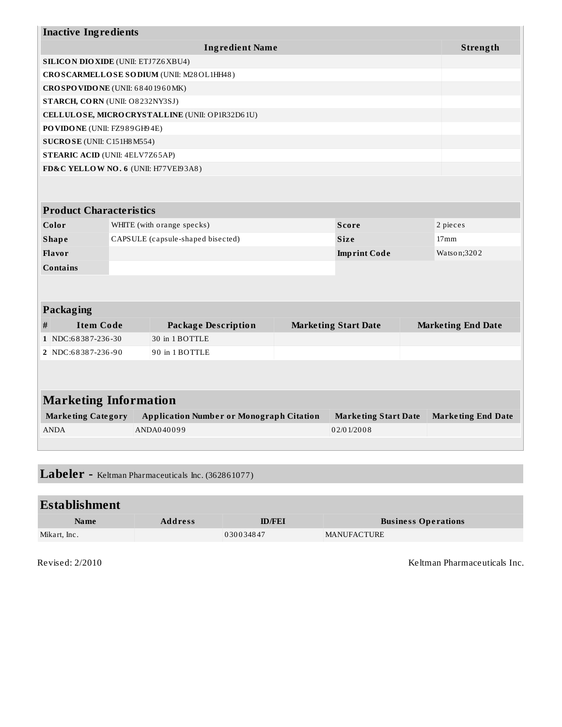| Inactive Ingredients | |
|---|---|
| **Ingredient Name** | **Strength** |
| **SILICON DIOXIDE** (UNII: ETJ7Z6XBU4) | |
| **CROSCARMELLOSE SODIUM** (UNII: M28OL1HH48) | |
| **CROSPOVIDONE** (UNII: 68401960MK) | |
| **STARCH, CORN** (UNII: O8232NY3SJ) | |
| **CELLULOSE, MICROCRYSTALLINE** (UNII: OP1R32D61U) | |
| **POVIDONE** (UNII: FZ989GH94E) | |
| **SUCROSE** (UNII: C151H8M554) | |
| **STEARIC ACID** (UNII: 4ELV7Z65AP) | |
| **FD&C YELLOW NO. 6** (UNII: H77VEI93A8) | |

| Product Characteristics | | | |
|---|---|---|---|
| **Color** | WHITE (with orange specks) | **Score** | 2 pieces |
| **Shape** | CAPSULE (capsule-shaped bisected) | **Size** | 17mm |
| **Flavor** | | **Imprint Code** | Watson;3202 |
| **Contains** | | | |

| Packaging | | | | |
|---|---|---|---|---|
| **#** | **Item Code** | **Package Description** | **Marketing Start Date** | **Marketing End Date** |
| 1 | NDC:68387-236-30 | 30 in 1 BOTTLE | | |
| 2 | NDC:68387-236-90 | 90 in 1 BOTTLE | | |

| Marketing Information | | | |
|---|---|---|---|
| **Marketing Category** | **Application Number or Monograph Citation** | **Marketing Start Date** | **Marketing End Date** |
| ANDA | ANDA040099 | 02/01/2008 | |

## Labeler - Keltman Pharmaceuticals Inc. (362861077)

## Establishment

| Name | Address | ID/FEI | Business Operations |
|---|---|---|---|
| Mikart, Inc. | | 030034847 | MANUFACTURE |

Revised: 2/2010

Keltman Pharmaceuticals Inc.